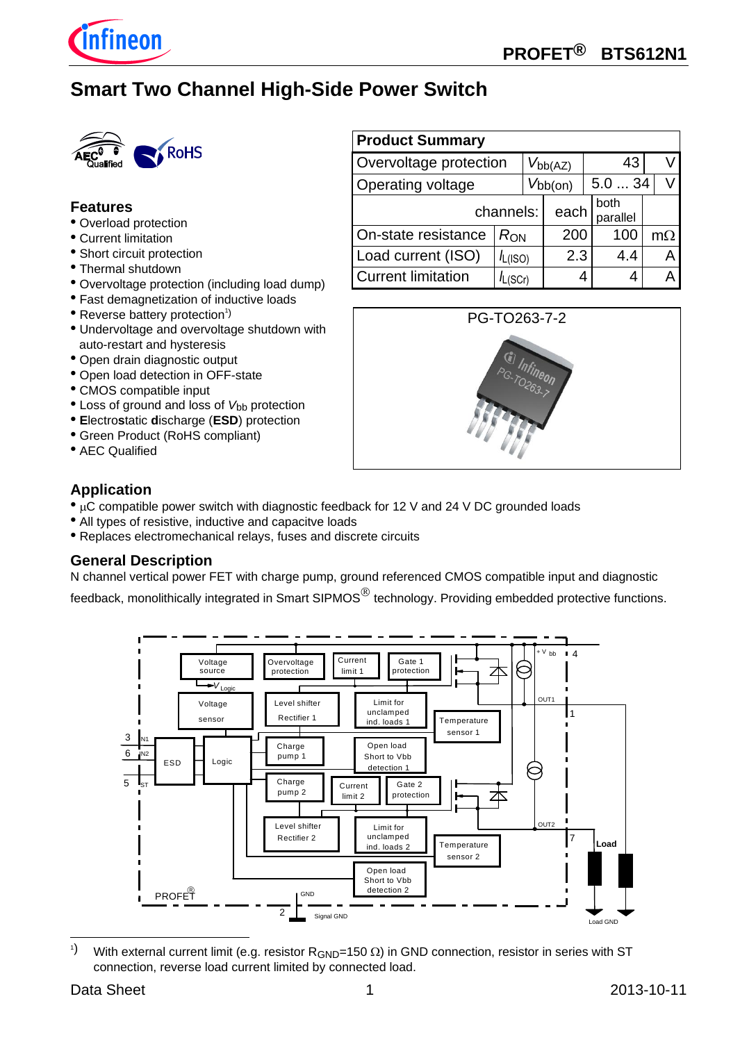# Smart Two Channel High-Side Power Switch

## Features

- Overload protection
- Current limitation
- Short circuit protection
- Thermal shutdown
- Overvoltage protection (including load dump)
- Fast demagnetization of inductive loads
- Reverse battery protection[1]
- Undervoltage and overvoltage shutdown with auto-restart and hysteresis
- Open drain diagnostic output
- Open load detection in OFF-state
- CMOS compatible input
- Loss of ground and loss of $V_{bb}$ protection
- **E**lectro**st**atic **d**ischarge (**ESD**) protection
- Green Product (RoHS compliant)
- AEC Qualified

| Product Summary | | | | | |
|---|---|---|---|---|---|
| Overvoltage protection | $V_{bb(AZ)}$ | | 43 | | V |
| Operating voltage | $V_{bb(on)}$ | | 5.0 ... 34 | | V |
| channels: | | each | | both parallel | |
| On-state resistance | $R_{ON}$ | 200 | | 100 | mΩ |
| Load current (ISO) | $I_{L(ISO)}$ | 2.3 | | 4.4 | A |
| Current limitation | $I_{L(SCr)}$ | 4 | | 4 | A |

PG-TO263-7-2

## Application

- µC compatible power switch with diagnostic feedback for 12 V and 24 V DC grounded loads
- All types of resistive, inductive and capacitve loads
- Replaces electromechanical relays, fuses and discrete circuits

## General Description

N channel vertical power FET with charge pump, ground referenced CMOS compatible input and diagnostic feedback, monolithically integrated in Smart SIPMOS® technology. Providing embedded protective functions.

[1]) With external current limit (e.g. resistor $R_{GND}$=150 Ω) in GND connection, resistor in series with ST connection, reverse load current limited by connected load.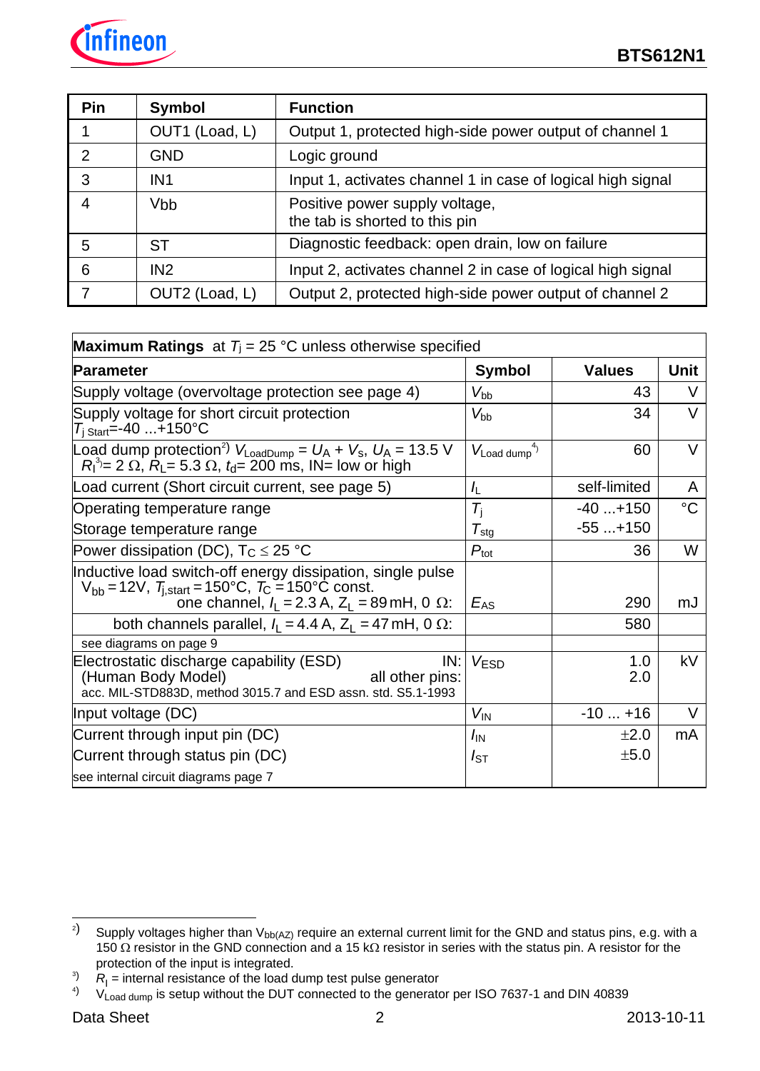| Pin | Symbol | Function |
|---|---|---|
| 1 | OUT1 (Load, L) | Output 1, protected high-side power output of channel 1 |
| 2 | GND | Logic ground |
| 3 | IN1 | Input 1, activates channel 1 in case of logical high signal |
| 4 | Vbb | Positive power supply voltage, the tab is shorted to this pin |
| 5 | ST | Diagnostic feedback: open drain, low on failure |
| 6 | IN2 | Input 2, activates channel 2 in case of logical high signal |
| 7 | OUT2 (Load, L) | Output 2, protected high-side power output of channel 2 |

| **Maximum Ratings** at $T_j$ = 25 °C unless otherwise specified | | | |
|---|---|---|---|
| **Parameter** | **Symbol** | **Values** | **Unit** |
| Supply voltage (overvoltage protection see page 4) | $V_{bb}$ | 43 | V |
| Supply voltage for short circuit protection $T_{j\ Start}$=-40 ...+150°C | $V_{bb}$ | 34 | V |
| Load dump protection[2] $V_{LoadDump} = U_A + V_s$, $U_A$ = 13.5 V $R_I$[3]= 2 Ω, $R_L$= 5.3 Ω, $t_d$= 200 ms, IN= low or high | $V_{Load\ dump}$[4] | 60 | V |
| Load current (Short circuit current, see page 5) | $I_L$ | self-limited | A |
| Operating temperature range | $T_j$ | -40 ...+150 | °C |
| Storage temperature range | $T_{stg}$ | -55 ...+150 | |
| Power dissipation (DC), $T_C \leq$ 25 °C | $P_{tot}$ | 36 | W |
| Inductive load switch-off energy dissipation, single pulse $V_{bb}$ = 12V, $T_{j,start}$ = 150°C, $T_C$ = 150°C const. one channel, $I_L$ = 2.3 A, $Z_L$ = 89 mH, 0 Ω: | $E_{AS}$ | 290 | mJ |
| both channels parallel, $I_L$ = 4.4 A, $Z_L$ = 47 mH, 0 Ω: | | 580 | |
| see diagrams on page 9 | | | |
| Electrostatic discharge capability (ESD) IN: (Human Body Model) all other pins: acc. MIL-STD883D, method 3015.7 and ESD assn. std. S5.1-1993 | $V_{ESD}$ | 1.0 / 2.0 | kV |
| Input voltage (DC) | $V_{IN}$ | -10 ... +16 | V |
| Current through input pin (DC) | $I_{IN}$ | ±2.0 | mA |
| Current through status pin (DC) | $I_{ST}$ | ±5.0 | |
| see internal circuit diagrams page 7 | | | |

---

[2] Supply voltages higher than $V_{bb(AZ)}$ require an external current limit for the GND and status pins, e.g. with a 150 Ω resistor in the GND connection and a 15 kΩ resistor in series with the status pin. A resistor for the protection of the input is integrated.

[3] $R_I$ = internal resistance of the load dump test pulse generator

[4] $V_{Load\ dump}$ is setup without the DUT connected to the generator per ISO 7637-1 and DIN 40839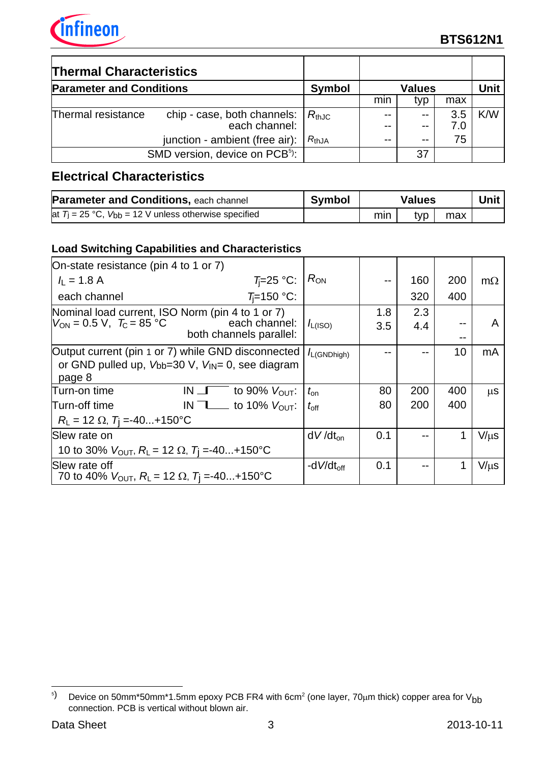## Thermal Characteristics

| Parameter and Conditions | | Symbol | Values | | | Unit |
|---|---|---|---|---|---|---|
| | | | min | typ | max | |
| Thermal resistance | chip - case, both channels: | $R_{thJC}$ | -- | -- | 3.5 | K/W |
| | each channel: | | -- | -- | 7.0 | |
| | junction - ambient (free air): | $R_{thJA}$ | -- | -- | 75 | |
| | SMD version, device on PCB[5]: | | | 37 | | |

## Electrical Characteristics

| Parameter and Conditions, each channel | Symbol | Values | | | Unit |
|---|---|---|---|---|---|
| at $T_j$ = 25 °C, $V_{bb}$ = 12 V unless otherwise specified | | min | typ | max | |

### Load Switching Capabilities and Characteristics

| Parameter and Conditions | Symbol | min | typ | max | Unit |
|---|---|---|---|---|---|
| On-state resistance (pin 4 to 1 or 7) $I_L$ = 1.8 A, $T_j$=25 °C: | $R_{ON}$ | -- | 160 | 200 | mΩ |
| each channel, $T_j$=150 °C: | | | 320 | 400 | |
| Nominal load current, ISO Norm (pin 4 to 1 or 7) $V_{ON}$ = 0.5 V, $T_C$ = 85 °C, each channel: | $I_{L(ISO)}$ | 1.8 | 2.3 | -- | A |
| both channels parallel: | | 3.5 | 4.4 | -- | |
| Output current (pin 1 or 7) while GND disconnected or GND pulled up, $V_{bb}$=30 V, $V_{IN}$= 0, see diagram page 8 | $I_{L(GNDhigh)}$ | -- | -- | 10 | mA |
| Turn-on time, IN ↑ to 90% $V_{OUT}$: | $t_{on}$ | 80 | 200 | 400 | μs |
| Turn-off time, IN ↓ to 10% $V_{OUT}$: $R_L$ = 12 Ω, $T_j$ =-40...+150°C | $t_{off}$ | 80 | 200 | 400 | |
| Slew rate on 10 to 30% $V_{OUT}$, $R_L$ = 12 Ω, $T_j$ =-40...+150°C | $dV/dt_{on}$ | 0.1 | -- | 1 | V/μs |
| Slew rate off 70 to 40% $V_{OUT}$, $R_L$ = 12 Ω, $T_j$ =-40...+150°C | $-dV/dt_{off}$ | 0.1 | -- | 1 | V/μs |

---

[5] Device on 50mm*50mm*1.5mm epoxy PCB FR4 with 6cm$^2$ (one layer, 70μm thick) copper area for $V_{bb}$ connection. PCB is vertical without blown air.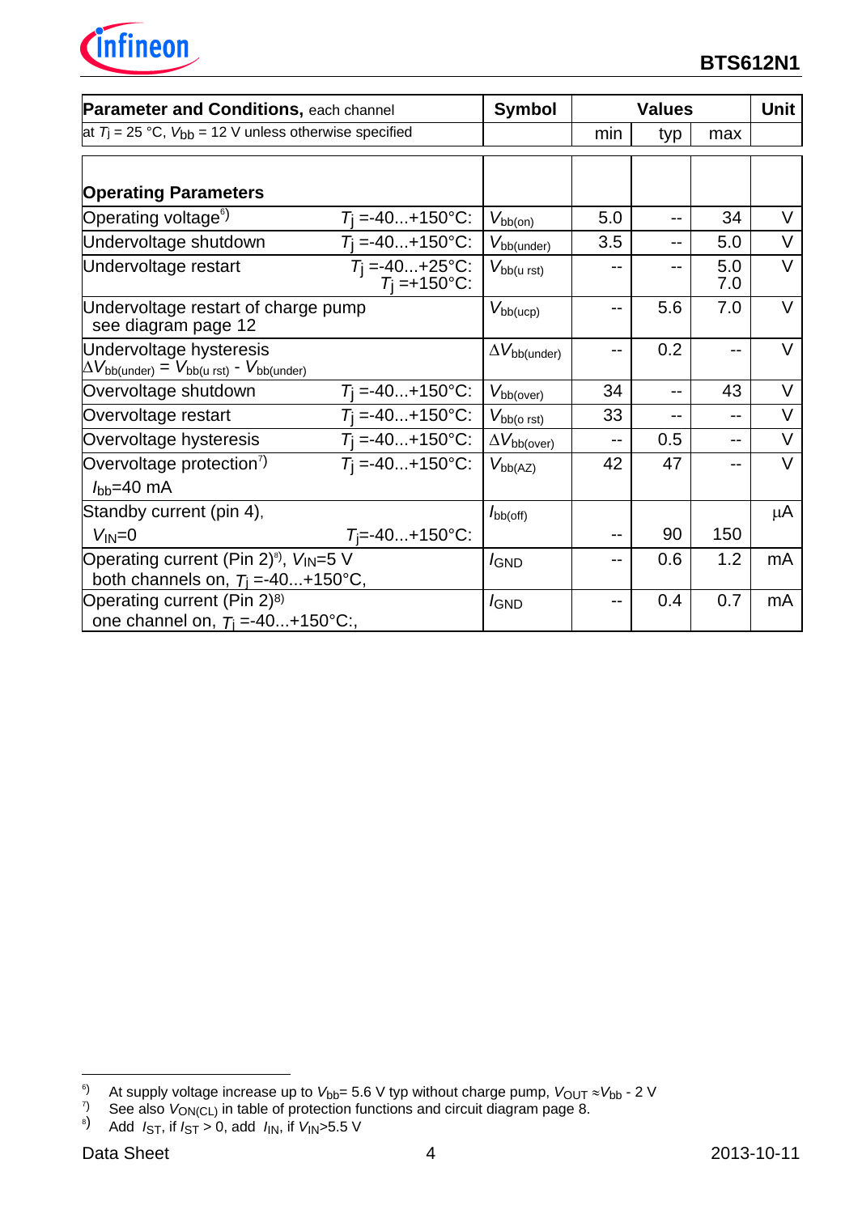| **Parameter and Conditions,** each channel | | **Symbol** | **Values** | | | **Unit** |
|---|---|---|---|---|---|---|
| at $T_j$ = 25 °C, $V_{bb}$ = 12 V unless otherwise specified | | | min | typ | max | |
| **Operating Parameters** | | | | | | |
| Operating voltage[6] | $T_j$ =-40...+150°C: | $V_{bb(on)}$ | 5.0 | -- | 34 | V |
| Undervoltage shutdown | $T_j$ =-40...+150°C: | $V_{bb(under)}$ | 3.5 | -- | 5.0 | V |
| Undervoltage restart | $T_j$ =-40...+25°C:<br>$T_j$ =+150°C: | $V_{bb(u\ rst)}$ | -- | -- | 5.0<br>7.0 | V |
| Undervoltage restart of charge pump<br>see diagram page 12 | | $V_{bb(ucp)}$ | -- | 5.6 | 7.0 | V |
| Undervoltage hysteresis<br>$\Delta V_{bb(under)} = V_{bb(u\ rst)} - V_{bb(under)}$ | | $\Delta V_{bb(under)}$ | -- | 0.2 | -- | V |
| Overvoltage shutdown | $T_j$ =-40...+150°C: | $V_{bb(over)}$ | 34 | -- | 43 | V |
| Overvoltage restart | $T_j$ =-40...+150°C: | $V_{bb(o\ rst)}$ | 33 | -- | -- | V |
| Overvoltage hysteresis | $T_j$ =-40...+150°C: | $\Delta V_{bb(over)}$ | -- | 0.5 | -- | V |
| Overvoltage protection[7]<br>$I_{bb}$=40 mA | $T_j$ =-40...+150°C: | $V_{bb(AZ)}$ | 42 | 47 | -- | V |
| Standby current (pin 4),<br>$V_{IN}$=0 | $T_j$=-40...+150°C: | $I_{bb(off)}$ | -- | 90 | 150 | µA |
| Operating current (Pin 2)[8], $V_{IN}$=5 V<br>both channels on, $T_j$ =-40...+150°C, | | $I_{GND}$ | -- | 0.6 | 1.2 | mA |
| Operating current (Pin 2)[8]<br>one channel on, $T_j$ =-40...+150°C:, | | $I_{GND}$ | -- | 0.4 | 0.7 | mA |

---

[6] At supply voltage increase up to $V_{bb}$= 5.6 V typ without charge pump, $V_{OUT} \approx V_{bb}$ - 2 V

[7] See also $V_{ON(CL)}$ in table of protection functions and circuit diagram page 8.

[8] Add $I_{ST}$, if $I_{ST}$ > 0, add $I_{IN}$, if $V_{IN}$>5.5 V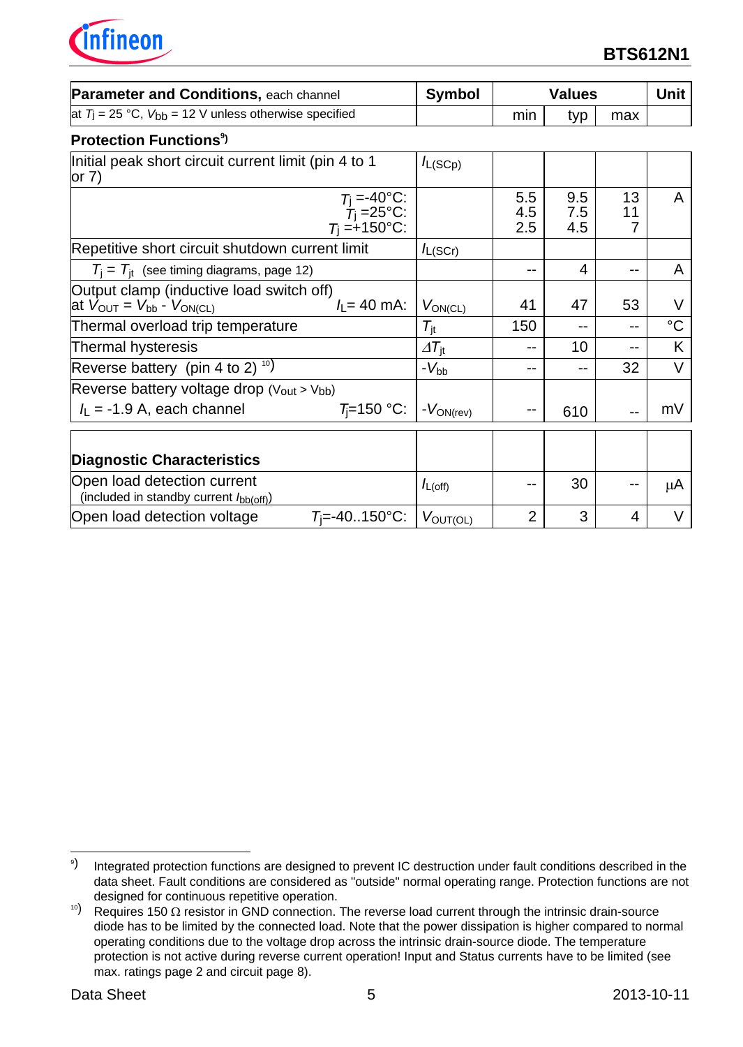| Parameter and Conditions, each channel | Symbol | Values | | | Unit |
|---|---|---|---|---|---|
| at $T_j$ = 25 °C, $V_{bb}$ = 12 V unless otherwise specified | | min | typ | max | |
| **Protection Functions**[9] | | | | | |
| Initial peak short circuit current limit (pin 4 to 1 or 7) | $I_{L(SCp)}$ | | | | |
| $T_j$ =-40°C: <br> $T_j$ =25°C: <br> $T_j$ =+150°C: | | 5.5 <br> 4.5 <br> 2.5 | 9.5 <br> 7.5 <br> 4.5 | 13 <br> 11 <br> 7 | A |
| Repetitive short circuit shutdown current limit | $I_{L(SCr)}$ | | | | |
| $T_j = T_{jt}$ (see timing diagrams, page 12) | | -- | 4 | -- | A |
| Output clamp (inductive load switch off) at $V_{OUT} = V_{bb} - V_{ON(CL)}$ $I_L$= 40 mA: | $V_{ON(CL)}$ | 41 | 47 | 53 | V |
| Thermal overload trip temperature | $T_{jt}$ | 150 | -- | -- | °C |
| Thermal hysteresis | $\Delta T_{jt}$ | -- | 10 | -- | K |
| Reverse battery (pin 4 to 2) [10] | $-V_{bb}$ | -- | -- | 32 | V |
| Reverse battery voltage drop ($V_{out} > V_{bb}$) $I_L$ = -1.9 A, each channel $T_j$=150 °C: | $-V_{ON(rev)}$ | -- | 610 | -- | mV |
| **Diagnostic Characteristics** | | | | | |
| Open load detection current (included in standby current $I_{bb(off)}$) | $I_{L(off)}$ | -- | 30 | -- | µA |
| Open load detection voltage $T_j$=-40..150°C: | $V_{OUT(OL)}$ | 2 | 3 | 4 | V |

[9] Integrated protection functions are designed to prevent IC destruction under fault conditions described in the data sheet. Fault conditions are considered as "outside" normal operating range. Protection functions are not designed for continuous repetitive operation.

[10] Requires 150 Ω resistor in GND connection. The reverse load current through the intrinsic drain-source diode has to be limited by the connected load. Note that the power dissipation is higher compared to normal operating conditions due to the voltage drop across the intrinsic drain-source diode. The temperature protection is not active during reverse current operation! Input and Status currents have to be limited (see max. ratings page 2 and circuit page 8).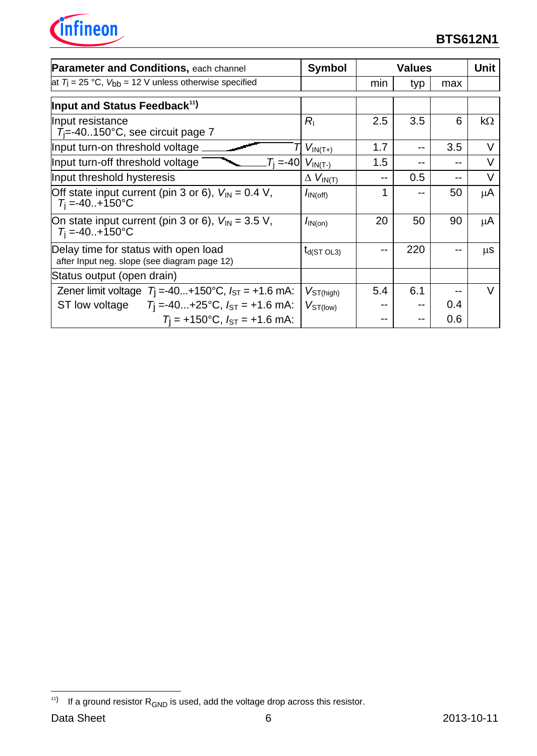| Parameter and Conditions, each channel | Symbol | Values | | | Unit |
|---|---|---|---|---|---|
| at $T_j$ = 25 °C, $V_{bb}$ = 12 V unless otherwise specified | | min | typ | max | |
| **Input and Status Feedback**[11)] | | | | | |
| Input resistance $T_j$=-40..150°C, see circuit page 7 | $R_I$ | 2.5 | 3.5 | 6 | kΩ |
| Input turn-on threshold voltage $T_j$ =-40.. | $V_{IN(T+)}$ | 1.7 | -- | 3.5 | V |
| Input turn-off threshold voltage $T_j$ =-40 | $V_{IN(T-)}$ | 1.5 | -- | -- | V |
| Input threshold hysteresis | $\Delta V_{IN(T)}$ | -- | 0.5 | -- | V |
| Off state input current (pin 3 or 6), $V_{IN}$ = 0.4 V, $T_j$ =-40..+150°C | $I_{IN(off)}$ | 1 | -- | 50 | µA |
| On state input current (pin 3 or 6), $V_{IN}$ = 3.5 V, $T_j$ =-40..+150°C | $I_{IN(on)}$ | 20 | 50 | 90 | µA |
| Delay time for status with open load after Input neg. slope (see diagram page 12) | $t_{d(ST\ OL3)}$ | -- | 220 | -- | µs |
| Status output (open drain) | | | | | |
| Zener limit voltage $T_j$ =-40...+150°C, $I_{ST}$ = +1.6 mA: | $V_{ST(high)}$ | 5.4 | 6.1 | -- | V |
| ST low voltage $T_j$ =-40...+25°C, $I_{ST}$ = +1.6 mA: | $V_{ST(low)}$ | -- | -- | 0.4 | |
| $T_j$ = +150°C, $I_{ST}$ = +1.6 mA: | | -- | -- | 0.6 | |

[11)] If a ground resistor $R_{GND}$ is used, add the voltage drop across this resistor.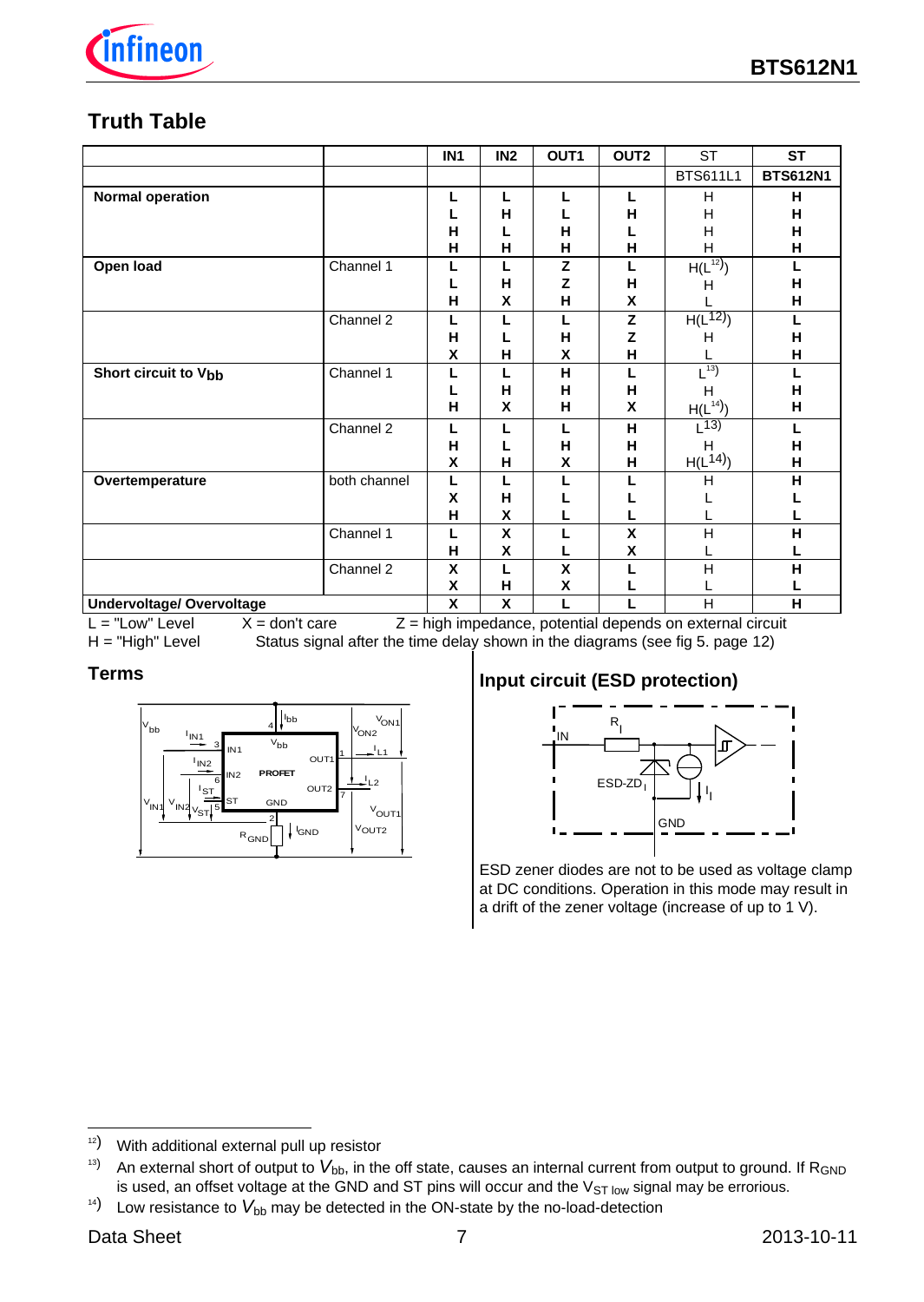## Truth Table

| | | IN1 | IN2 | OUT1 | OUT2 | ST BTS611L1 | ST BTS612N1 |
|---|---|---|---|---|---|---|---|
| **Normal operation** | | L | L | L | L | H | H |
| | | L | H | L | H | H | H |
| | | H | L | H | L | H | H |
| | | H | H | H | H | H | H |
| **Open load** | Channel 1 | L | L | Z | L | H(L[12]) | L |
| | | L | H | Z | H | H | H |
| | | H | X | H | X | L | H |
| | Channel 2 | L | L | L | Z | H(L[12]) | L |
| | | H | L | H | Z | H | H |
| | | X | H | X | H | L | H |
| **Short circuit to $V_{bb}$** | Channel 1 | L | L | H | L | L[13] | L |
| | | L | H | H | H | H | H |
| | | H | X | H | X | H(L[14]) | H |
| | Channel 2 | L | L | L | H | L[13] | L |
| | | H | L | H | H | H | H |
| | | X | H | X | H | H(L[14]) | H |
| **Overtemperature** | both channel | L | L | L | L | H | H |
| | | X | H | L | L | L | L |
| | | H | X | L | L | L | L |
| | Channel 1 | L | X | L | X | H | H |
| | | H | X | L | X | L | L |
| | Channel 2 | X | L | X | L | H | H |
| | | X | H | X | L | L | L |
| **Undervoltage/ Overvoltage** | | X | X | L | L | H | H |

L = "Low" Level    X = don't care    Z = high impedance, potential depends on external circuit
H = "High" Level    Status signal after the time delay shown in the diagrams (see fig 5. page 12)

### Terms

### Input circuit (ESD protection)

ESD zener diodes are not to be used as voltage clamp at DC conditions. Operation in this mode may result in a drift of the zener voltage (increase of up to 1 V).

---

[12] With additional external pull up resistor

[13] An external short of output to $V_{bb}$, in the off state, causes an internal current from output to ground. If $R_{GND}$ is used, an offset voltage at the GND and ST pins will occur and the $V_{ST\ low}$ signal may be errorious.

[14] Low resistance to $V_{bb}$ may be detected in the ON-state by the no-load-detection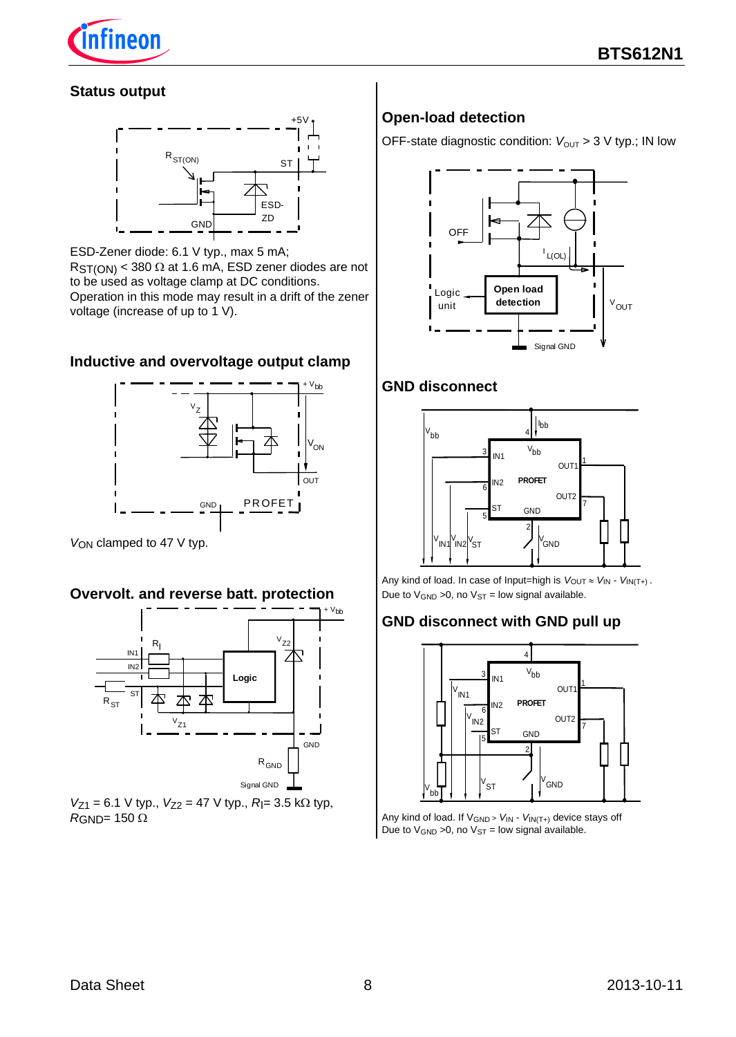## Status output

ESD-Zener diode: 6.1 V typ., max 5 mA; $R_{ST(ON)}$ < 380 Ω at 1.6 mA, ESD zener diodes are not to be used as voltage clamp at DC conditions. Operation in this mode may result in a drift of the zener voltage (increase of up to 1 V).

## Inductive and overvoltage output clamp

$V_{ON}$ clamped to 47 V typ.

## Overvolt. and reverse batt. protection

$V_{Z1}$ = 6.1 V typ., $V_{Z2}$ = 47 V typ., $R_I$= 3.5 kΩ typ, $R_{GND}$= 150 Ω

## Open-load detection

OFF-state diagnostic condition: $V_{OUT}$ > 3 V typ.; IN low

## GND disconnect

Any kind of load. In case of Input=high is $V_{OUT} \approx V_{IN} - V_{IN(T+)}$ .
Due to $V_{GND}$ >0, no $V_{ST}$ = low signal available.

## GND disconnect with GND pull up

Any kind of load. If $V_{GND} > V_{IN} - V_{IN(T+)}$ device stays off
Due to $V_{GND}$ >0, no $V_{ST}$ = low signal available.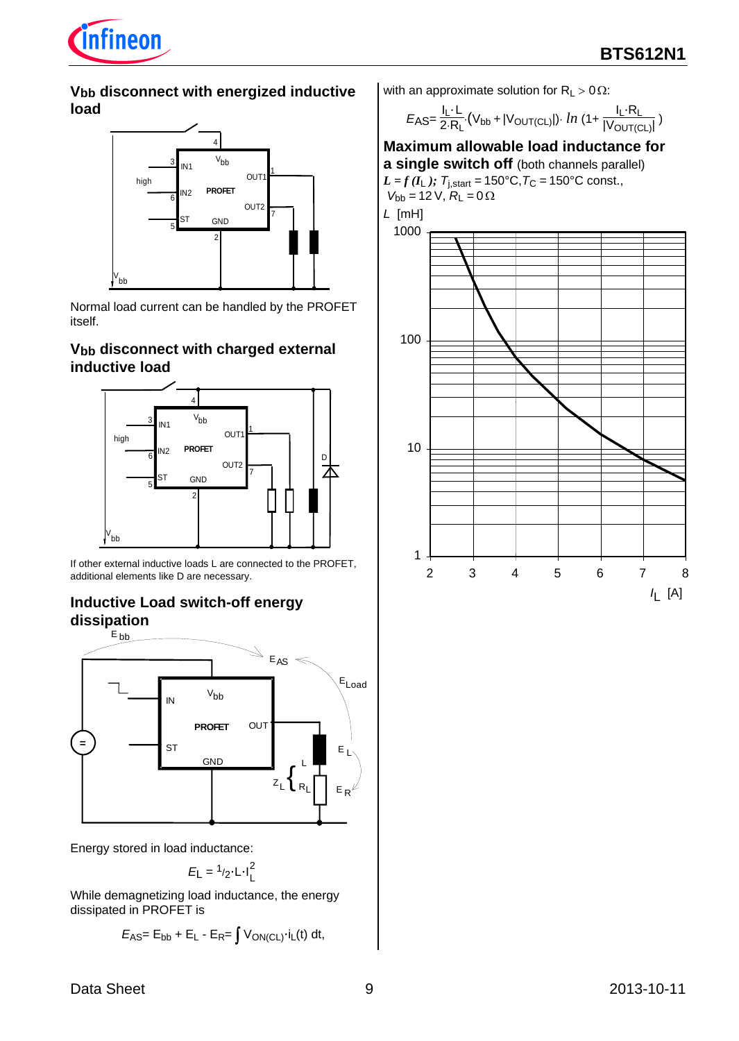## $V_{bb}$ disconnect with energized inductive load

Normal load current can be handled by the PROFET itself.

## $V_{bb}$ disconnect with charged external inductive load

If other external inductive loads L are connected to the PROFET, additional elements like D are necessary.

## Inductive Load switch-off energy dissipation

Energy stored in load inductance:

$$E_L = \frac{1}{2} \cdot L \cdot I_L^2$$

While demagnetizing load inductance, the energy dissipated in PROFET is

$$E_{AS} = E_{bb} + E_L - E_R = \int V_{ON(CL)} \cdot i_L(t)\, dt,$$

with an approximate solution for $R_L > 0\,\Omega$:

$$E_{AS} = \frac{I_L \cdot L}{2 \cdot R_L} \cdot (V_{bb} + |V_{OUT(CL)}|) \cdot \ln\left(1 + \frac{I_L \cdot R_L}{|V_{OUT(CL)}|}\right)$$

## Maximum allowable load inductance for a single switch off (both channels parallel)

$L = f(I_L)$; $T_{j,start} = 150°C$, $T_C = 150°C$ const., $V_{bb} = 12\,V$, $R_L = 0\,\Omega$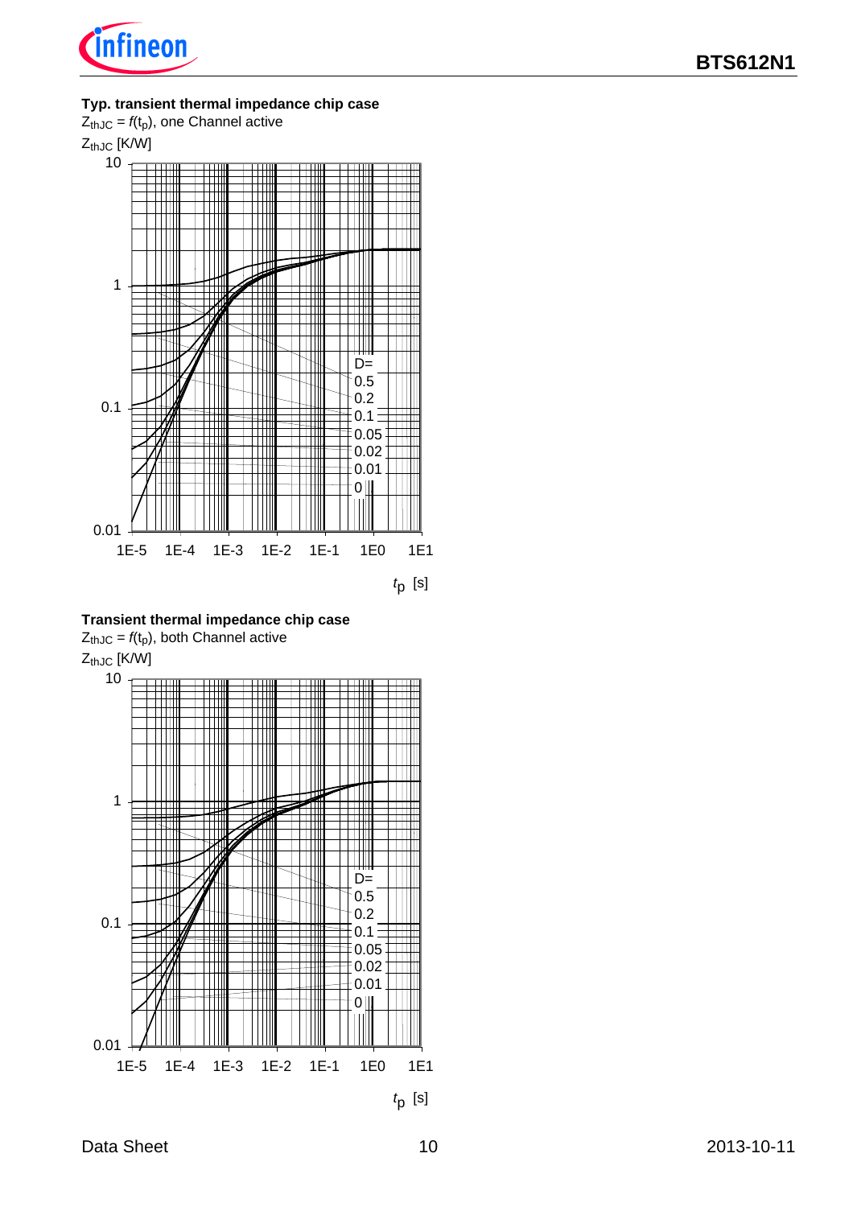**Typ. transient thermal impedance chip case**

$Z_{thJC} = f(t_p)$, one Channel active

$Z_{thJC}$ [K/W]

D= 0.5, 0.2, 0.1, 0.05, 0.02, 0.01, 0

$t_p$ [s]

**Transient thermal impedance chip case**

$Z_{thJC} = f(t_p)$, both Channel active

$Z_{thJC}$ [K/W]

D= 0.5, 0.2, 0.1, 0.05, 0.02, 0.01, 0

$t_p$ [s]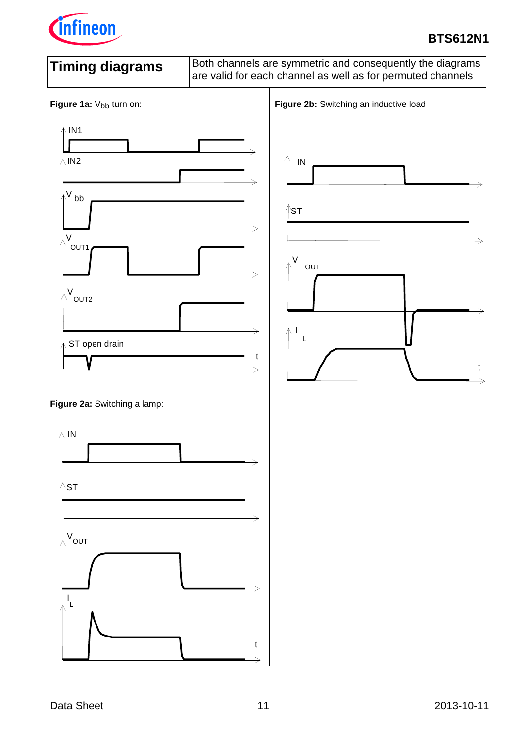## Timing diagrams

Both channels are symmetric and consequently the diagrams are valid for each channel as well as for permuted channels

**Figure 1a:** $V_{bb}$ turn on:

IN1

IN2

V bb

V OUT1

V OUT2

ST open drain

t

**Figure 2a:** Switching a lamp:

IN

ST

$V_{OUT}$

$I_L$

t

**Figure 2b:** Switching an inductive load

IN

ST

V OUT

I L

t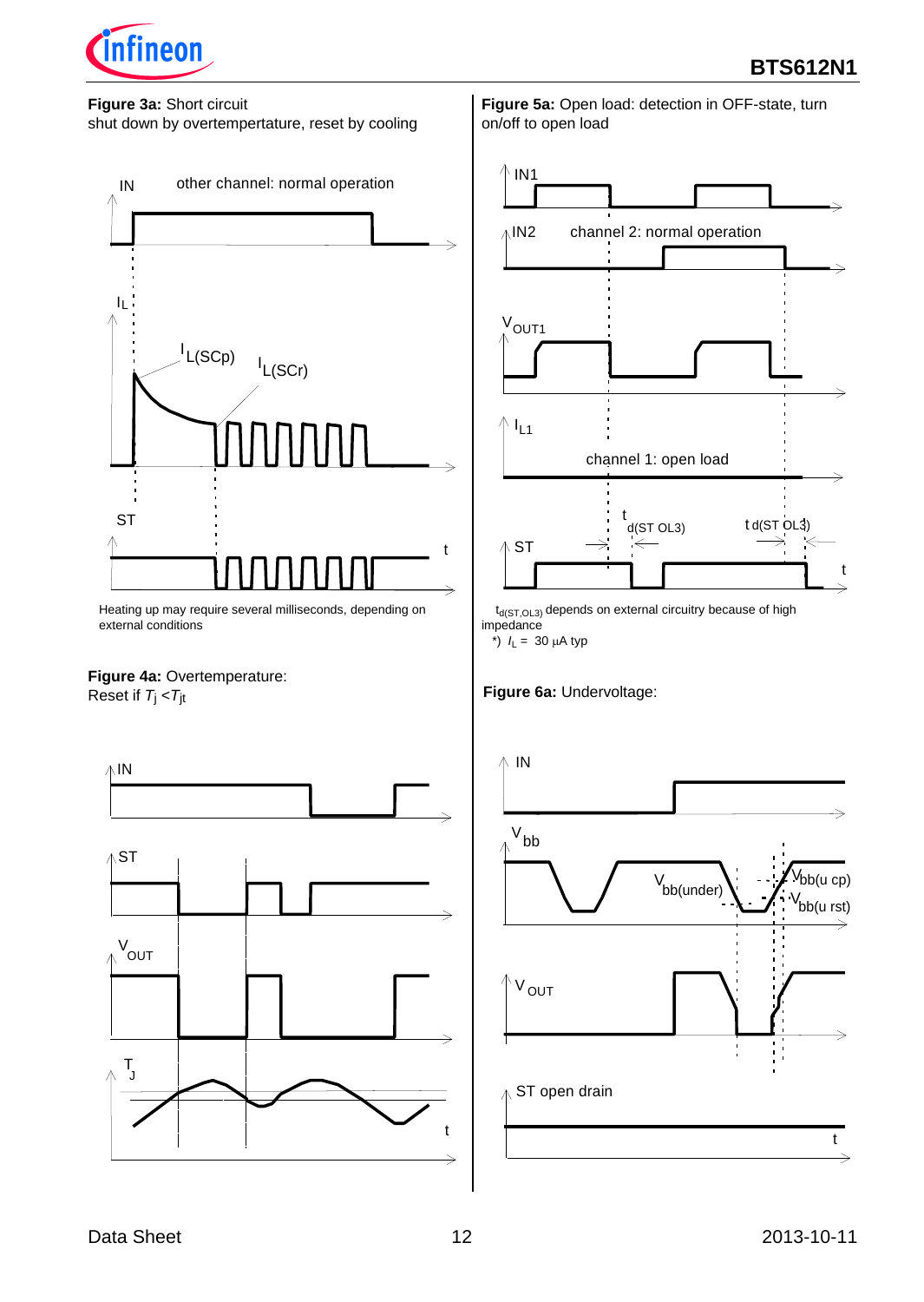**Figure 3a:** Short circuit shut down by overtempertature, reset by cooling

IN — other channel: normal operation

$I_L$ — $I_{L(SCp)}$ — $I_{L(SCr)}$

ST

t

Heating up may require several milliseconds, depending on external conditions

**Figure 4a:** Overtemperature:
Reset if $T_j < T_{jt}$

IN

ST

$V_{OUT}$

$T_J$

t

**Figure 5a:** Open load: detection in OFF-state, turn on/off to open load

IN1

IN2 — channel 2: normal operation

$V_{OUT1}$

$I_{L1}$ — channel 1: open load

ST — $t_{d(ST\ OL3)}$ — $t_{d(ST\ OL3)}$

t

$t_{d(ST,OL3)}$ depends on external circuitry because of high impedance

*) $I_L$ = 30 µA typ

**Figure 6a:** Undervoltage:

IN

$V_{bb}$ — $V_{bb(under)}$ — $V_{bb(u\ cp)}$ — $V_{bb(u\ rst)}$

$V_{OUT}$

ST open drain

t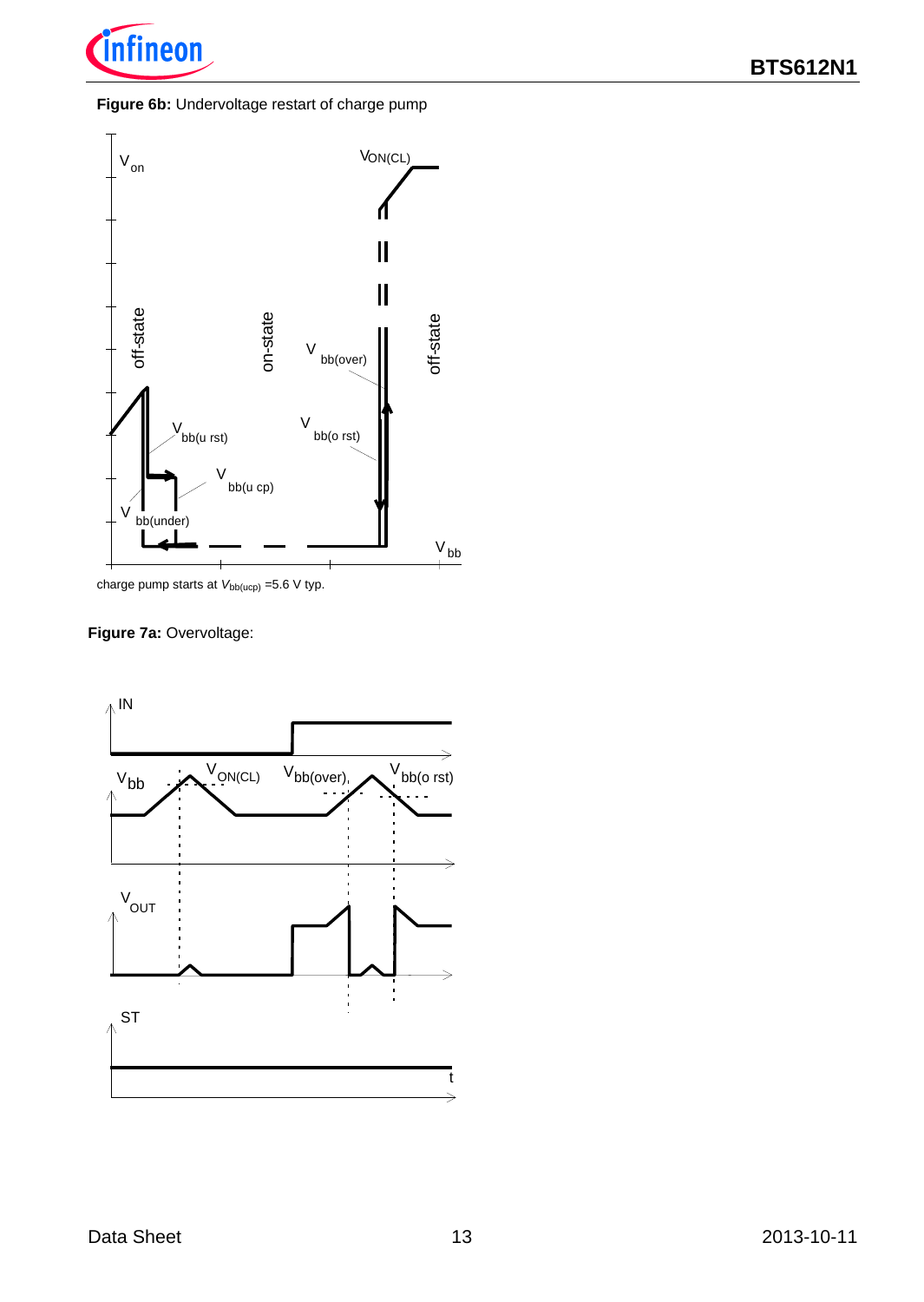**Figure 6b:** Undervoltage restart of charge pump

charge pump starts at $V_{bb(ucp)}$ =5.6 V typ.

**Figure 7a:** Overvoltage: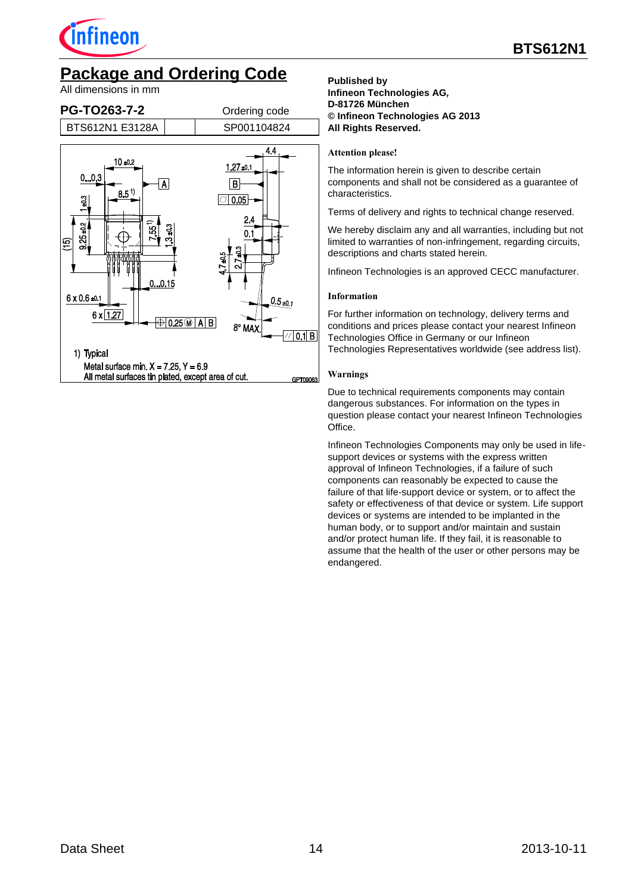# Package and Ordering Code

All dimensions in mm

| PG-TO263-7-2 | | Ordering code |
|---|---|---|
| BTS612N1 E3128A | | SP001104824 |

10 ±0.2

0...0.3

8.5 1)

A

1.27 ±0.1

4.4

B

0.05

1 ±0.3

9.25 ±0.2

(15)

7.55 1)

1.3 ±0.3

2.4

0.1

4.7 ±0.5

2.7 ±0.3

0...0.15

6 x 0.6 ±0.1

6 x 1.27

0.25 M A B

0.5 ±0.1

8° MAX.

0.1 B

1) Typical

Metal surface min. X = 7.25, Y = 6.9

All metal surfaces tin plated, except area of cut.

GPT09063

**Published by**
**Infineon Technologies AG,**
**D-81726 München**
**© Infineon Technologies AG 2013**
**All Rights Reserved.**

### Attention please!

The information herein is given to describe certain components and shall not be considered as a guarantee of characteristics.

Terms of delivery and rights to technical change reserved.

We hereby disclaim any and all warranties, including but not limited to warranties of non-infringement, regarding circuits, descriptions and charts stated herein.

Infineon Technologies is an approved CECC manufacturer.

### Information

For further information on technology, delivery terms and conditions and prices please contact your nearest Infineon Technologies Office in Germany or our Infineon Technologies Representatives worldwide (see address list).

### Warnings

Due to technical requirements components may contain dangerous substances. For information on the types in question please contact your nearest Infineon Technologies Office.

Infineon Technologies Components may only be used in life-support devices or systems with the express written approval of Infineon Technologies, if a failure of such components can reasonably be expected to cause the failure of that life-support device or system, or to affect the safety or effectiveness of that device or system. Life support devices or systems are intended to be implanted in the human body, or to support and/or maintain and sustain and/or protect human life. If they fail, it is reasonable to assume that the health of the user or other persons may be endangered.